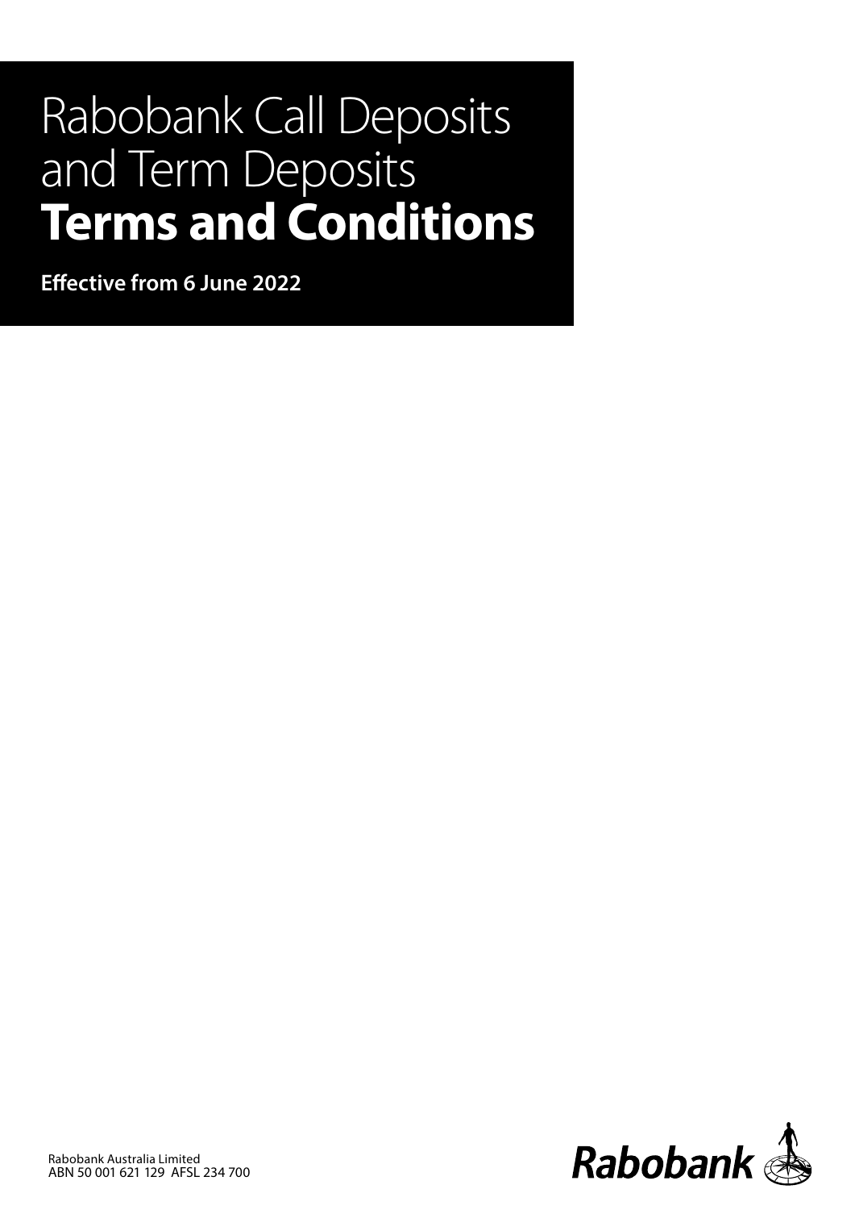# Rabobank Call Deposits and Term Deposits **Terms and Conditions**

**Effective from 6 June 2022**

Rabobank Australia Limited
ABN 50 001 621 129 AFSL 234 700

Rabobank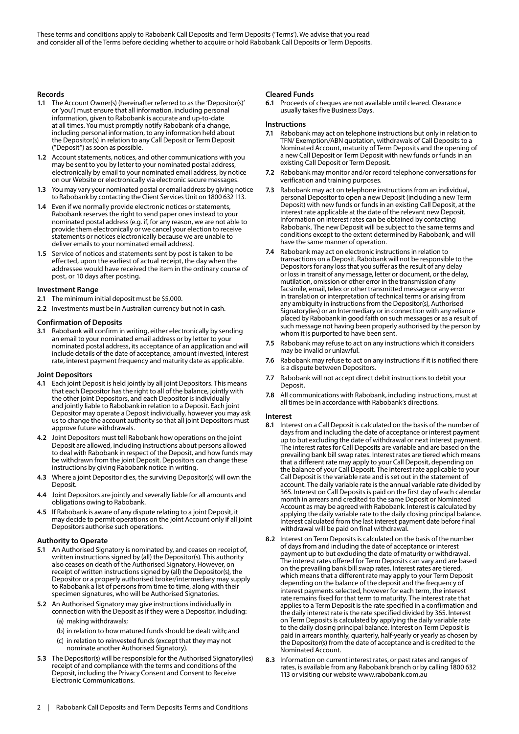These terms and conditions apply to Rabobank Call Deposits and Term Deposits ('Terms'). We advise that you read and consider all of the Terms before deciding whether to acquire or hold Rabobank Call Deposits or Term Deposits.

## Records

**1.1** The Account Owner(s) (hereinafter referred to as the 'Depositor(s)' or 'you') must ensure that all information, including personal information, given to Rabobank is accurate and up-to-date at all times. You must promptly notify Rabobank of a change, including personal information, to any information held about the Depositor(s) in relation to any Call Deposit or Term Deposit ("Deposit") as soon as possible.

**1.2** Account statements, notices, and other communications with you may be sent to you by letter to your nominated postal address, electronically by email to your nominated email address, by notice on our Website or electronically via electronic secure messages.

**1.3** You may vary your nominated postal or email address by giving notice to Rabobank by contacting the Client Services Unit on 1800 632 113.

**1.4** Even if we normally provide electronic notices or statements, Rabobank reserves the right to send paper ones instead to your nominated postal address (e.g. if, for any reason, we are not able to provide them electronically or we cancel your election to receive statements or notices electronically because we are unable to deliver emails to your nominated email address).

**1.5** Service of notices and statements sent by post is taken to be effected, upon the earliest of actual receipt, the day when the addressee would have received the item in the ordinary course of post, or 10 days after posting.

## Investment Range

**2.1** The minimum initial deposit must be $5,000.

**2.2** Investments must be in Australian currency but not in cash.

## Confirmation of Deposits

**3.1** Rabobank will confirm in writing, either electronically by sending an email to your nominated email address or by letter to your nominated postal address, its acceptance of an application and will include details of the date of acceptance, amount invested, interest rate, interest payment frequency and maturity date as applicable.

## Joint Depositors

**4.1** Each joint Deposit is held jointly by all joint Depositors. This means that each Depositor has the right to all of the balance, jointly with the other joint Depositors, and each Depositor is individually and jointly liable to Rabobank in relation to a Deposit. Each joint Depositor may operate a Deposit individually, however you may ask us to change the account authority so that all joint Depositors must approve future withdrawals.

**4.2** Joint Depositors must tell Rabobank how operations on the joint Deposit are allowed, including instructions about persons allowed to deal with Rabobank in respect of the Deposit, and how funds may be withdrawn from the joint Deposit. Depositors can change these instructions by giving Rabobank notice in writing.

**4.3** Where a joint Depositor dies, the surviving Depositor(s) will own the Deposit.

**4.4** Joint Depositors are jointly and severally liable for all amounts and obligations owing to Rabobank.

**4.5** If Rabobank is aware of any dispute relating to a joint Deposit, it may decide to permit operations on the joint Account only if all joint Depositors authorise such operations.

## Authority to Operate

**5.1** An Authorised Signatory is nominated by, and ceases on receipt of, written instructions signed by (all) the Depositor(s). This authority also ceases on death of the Authorised Signatory. However, on receipt of written instructions signed by (all) the Depositor(s), the Depositor or a properly authorised broker/intermediary may supply to Rabobank a list of persons from time to time, along with their specimen signatures, who will be Authorised Signatories.

**5.2** An Authorised Signatory may give instructions individually in connection with the Deposit as if they were a Depositor, including:

(a) making withdrawals;

(b) in relation to how matured funds should be dealt with; and

(c) in relation to reinvested funds (except that they may not nominate another Authorised Signatory).

**5.3** The Depositor(s) will be responsible for the Authorised Signatory(ies) receipt of and compliance with the terms and conditions of the Deposit, including the Privacy Consent and Consent to Receive Electronic Communications.

## Cleared Funds

**6.1** Proceeds of cheques are not available until cleared. Clearance usually takes five Business Days.

## Instructions

**7.1** Rabobank may act on telephone instructions but only in relation to TFN/ Exemption/ABN quotation, withdrawals of Call Deposits to a Nominated Account, maturity of Term Deposits and the opening of a new Call Deposit or Term Deposit with new funds or funds in an existing Call Deposit or Term Deposit.

**7.2** Rabobank may monitor and/or record telephone conversations for verification and training purposes.

**7.3** Rabobank may act on telephone instructions from an individual, personal Depositor to open a new Deposit (including a new Term Deposit) with new funds or funds in an existing Call Deposit, at the interest rate applicable at the date of the relevant new Deposit. Information on interest rates can be obtained by contacting Rabobank. The new Deposit will be subject to the same terms and conditions except to the extent determined by Rabobank, and will have the same manner of operation.

**7.4** Rabobank may act on electronic instructions in relation to transactions on a Deposit. Rabobank will not be responsible to the Depositors for any loss that you suffer as the result of any delay or loss in transit of any message, letter or document, or the delay, mutilation, omission or other error in the transmission of any facsimile, email, telex or other transmitted message or any error in translation or interpretation of technical terms or arising from any ambiguity in instructions from the Depositor(s), Authorised Signatory(ies) or an Intermediary or in connection with any reliance placed by Rabobank in good faith on such messages or as a result of such message not having been properly authorised by the person by whom it is purported to have been sent.

**7.5** Rabobank may refuse to act on any instructions which it considers may be invalid or unlawful.

**7.6** Rabobank may refuse to act on any instructions if it is notified there is a dispute between Depositors.

**7.7** Rabobank will not accept direct debit instructions to debit your Deposit.

**7.8** All communications with Rabobank, including instructions, must at all times be in accordance with Rabobank's directions.

## Interest

**8.1** Interest on a Call Deposit is calculated on the basis of the number of days from and including the date of acceptance or interest payment up to but excluding the date of withdrawal or next interest payment. The interest rates for Call Deposits are variable and are based on the prevailing bank bill swap rates. Interest rates are tiered which means that a different rate may apply to your Call Deposit, depending on the balance of your Call Deposit. The interest rate applicable to your Call Deposit is the variable rate and is set out in the statement of account. The daily variable rate is the annual variable rate divided by 365. Interest on Call Deposits is paid on the first day of each calendar month in arrears and credited to the same Deposit or Nominated Account as may be agreed with Rabobank. Interest is calculated by applying the daily variable rate to the daily closing principal balance. Interest calculated from the last interest payment date before final withdrawal will be paid on final withdrawal.

**8.2** Interest on Term Deposits is calculated on the basis of the number of days from and including the date of acceptance or interest payment up to but excluding the date of maturity or withdrawal. The interest rates offered for Term Deposits can vary and are based on the prevailing bank bill swap rates. Interest rates are tiered, which means that a different rate may apply to your Term Deposit depending on the balance of the deposit and the frequency of interest payments selected, however for each term, the interest rate remains fixed for that term to maturity. The interest rate that applies to a Term Deposit is the rate specified in a confirmation and the daily interest rate is the rate specified divided by 365. Interest on Term Deposits is calculated by applying the daily variable rate to the daily closing principal balance. Interest on Term Deposit is paid in arrears monthly, quarterly, half-yearly or yearly as chosen by the Depositor(s) from the date of acceptance and is credited to the Nominated Account.

**8.3** Information on current interest rates, or past rates and ranges of rates, is available from any Rabobank branch or by calling 1800 632 113 or visiting our website www.rabobank.com.au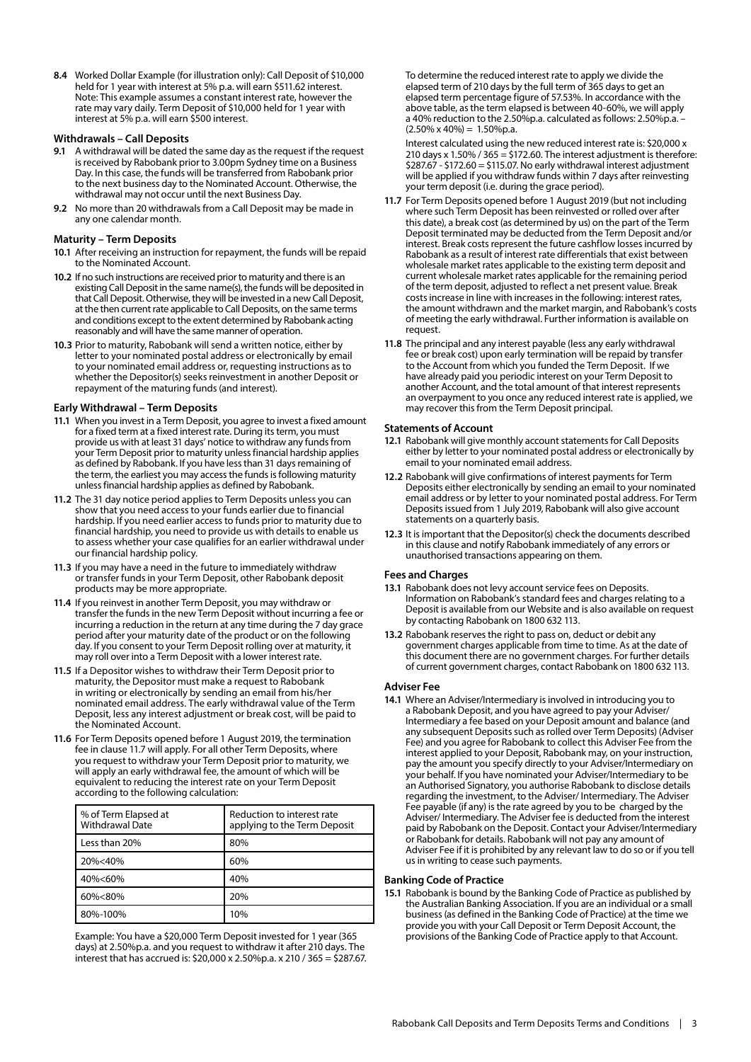**8.4** Worked Dollar Example (for illustration only): Call Deposit of $10,000 held for 1 year with interest at 5% p.a. will earn $511.62 interest. Note: This example assumes a constant interest rate, however the rate may vary daily. Term Deposit of $10,000 held for 1 year with interest at 5% p.a. will earn $500 interest.

### Withdrawals – Call Deposits

**9.1** A withdrawal will be dated the same day as the request if the request is received by Rabobank prior to 3.00pm Sydney time on a Business Day. In this case, the funds will be transferred from Rabobank prior to the next business day to the Nominated Account. Otherwise, the withdrawal may not occur until the next Business Day.

**9.2** No more than 20 withdrawals from a Call Deposit may be made in any one calendar month.

### Maturity – Term Deposits

**10.1** After receiving an instruction for repayment, the funds will be repaid to the Nominated Account.

**10.2** If no such instructions are received prior to maturity and there is an existing Call Deposit in the same name(s), the funds will be deposited in that Call Deposit. Otherwise, they will be invested in a new Call Deposit, at the then current rate applicable to Call Deposits, on the same terms and conditions except to the extent determined by Rabobank acting reasonably and will have the same manner of operation.

**10.3** Prior to maturity, Rabobank will send a written notice, either by letter to your nominated postal address or electronically by email to your nominated email address or, requesting instructions as to whether the Depositor(s) seeks reinvestment in another Deposit or repayment of the maturing funds (and interest).

### Early Withdrawal – Term Deposits

**11.1** When you invest in a Term Deposit, you agree to invest a fixed amount for a fixed term at a fixed interest rate. During its term, you must provide us with at least 31 days' notice to withdraw any funds from your Term Deposit prior to maturity unless financial hardship applies as defined by Rabobank. If you have less than 31 days remaining of the term, the earliest you may access the funds is following maturity unless financial hardship applies as defined by Rabobank.

**11.2** The 31 day notice period applies to Term Deposits unless you can show that you need access to your funds earlier due to financial hardship. If you need earlier access to funds prior to maturity due to financial hardship, you need to provide us with details to enable us to assess whether your case qualifies for an earlier withdrawal under our financial hardship policy.

**11.3** If you may have a need in the future to immediately withdraw or transfer funds in your Term Deposit, other Rabobank deposit products may be more appropriate.

**11.4** If you reinvest in another Term Deposit, you may withdraw or transfer the funds in the new Term Deposit without incurring a fee or incurring a reduction in the return at any time during the 7 day grace period after your maturity date of the product or on the following day. If you consent to your Term Deposit rolling over at maturity, it may roll over into a Term Deposit with a lower interest rate.

**11.5** If a Depositor wishes to withdraw their Term Deposit prior to maturity, the Depositor must make a request to Rabobank in writing or electronically by sending an email from his/her nominated email address. The early withdrawal value of the Term Deposit, less any interest adjustment or break cost, will be paid to the Nominated Account.

**11.6** For Term Deposits opened before 1 August 2019, the termination fee in clause 11.7 will apply. For all other Term Deposits, where you request to withdraw your Term Deposit prior to maturity, we will apply an early withdrawal fee, the amount of which will be equivalent to reducing the interest rate on your Term Deposit according to the following calculation:

| % of Term Elapsed at Withdrawal Date | Reduction to interest rate applying to the Term Deposit |
|---|---|
| Less than 20% | 80% |
| 20%<40% | 60% |
| 40%<60% | 40% |
| 60%<80% | 20% |
| 80%-100% | 10% |

Example: You have a $20,000 Term Deposit invested for 1 year (365 days) at 2.50%p.a. and you request to withdraw it after 210 days. The interest that has accrued is: $20,000 x 2.50%p.a. x 210 / 365 = $287.67.

To determine the reduced interest rate to apply we divide the elapsed term of 210 days by the full term of 365 days to get an elapsed term percentage figure of 57.53%. In accordance with the above table, as the term elapsed is between 40-60%, we will apply a 40% reduction to the 2.50%p.a. calculated as follows: 2.50%p.a. – (2.50% x 40%) = 1.50%p.a.

Interest calculated using the new reduced interest rate is: $20,000 x 210 days x 1.50% / 365 = $172.60. The interest adjustment is therefore: $287.67 - $172.60 = $115.07. No early withdrawal interest adjustment will be applied if you withdraw funds within 7 days after reinvesting your term deposit (i.e. during the grace period).

**11.7** For Term Deposits opened before 1 August 2019 (but not including where such Term Deposit has been reinvested or rolled over after this date), a break cost (as determined by us) on the part of the Term Deposit terminated may be deducted from the Term Deposit and/or interest. Break costs represent the future cashflow losses incurred by Rabobank as a result of interest rate differentials that exist between wholesale market rates applicable to the existing term deposit and current wholesale market rates applicable for the remaining period of the term deposit, adjusted to reflect a net present value. Break costs increase in line with increases in the following: interest rates, the amount withdrawn and the market margin, and Rabobank's costs of meeting the early withdrawal. Further information is available on request.

**11.8** The principal and any interest payable (less any early withdrawal fee or break cost) upon early termination will be repaid by transfer to the Account from which you funded the Term Deposit. If we have already paid you periodic interest on your Term Deposit to another Account, and the total amount of that interest represents an overpayment to you once any reduced interest rate is applied, we may recover this from the Term Deposit principal.

### Statements of Account

**12.1** Rabobank will give monthly account statements for Call Deposits either by letter to your nominated postal address or electronically by email to your nominated email address.

**12.2** Rabobank will give confirmations of interest payments for Term Deposits either electronically by sending an email to your nominated email address or by letter to your nominated postal address. For Term Deposits issued from 1 July 2019, Rabobank will also give account statements on a quarterly basis.

**12.3** It is important that the Depositor(s) check the documents described in this clause and notify Rabobank immediately of any errors or unauthorised transactions appearing on them.

### Fees and Charges

**13.1** Rabobank does not levy account service fees on Deposits. Information on Rabobank's standard fees and charges relating to a Deposit is available from our Website and is also available on request by contacting Rabobank on 1800 632 113.

**13.2** Rabobank reserves the right to pass on, deduct or debit any government charges applicable from time to time. As at the date of this document there are no government charges. For further details of current government charges, contact Rabobank on 1800 632 113.

### Adviser Fee

**14.1** Where an Adviser/Intermediary is involved in introducing you to a Rabobank Deposit, and you have agreed to pay your Adviser/ Intermediary a fee based on your Deposit amount and balance (and any subsequent Deposits such as rolled over Term Deposits) (Adviser Fee) and you agree for Rabobank to collect this Adviser Fee from the interest applied to your Deposit, Rabobank may, on your instruction, pay the amount you specify directly to your Adviser/Intermediary on your behalf. If you have nominated your Adviser/Intermediary to be an Authorised Signatory, you authorise Rabobank to disclose details regarding the investment, to the Adviser/ Intermediary. The Adviser Fee payable (if any) is the rate agreed by you to be charged by the Adviser/ Intermediary. The Adviser fee is deducted from the interest paid by Rabobank on the Deposit. Contact your Adviser/Intermediary or Rabobank for details. Rabobank will not pay any amount of Adviser Fee if it is prohibited by any relevant law to do so or if you tell us in writing to cease such payments.

### Banking Code of Practice

**15.1** Rabobank is bound by the Banking Code of Practice as published by the Australian Banking Association. If you are an individual or a small business (as defined in the Banking Code of Practice) at the time we provide you with your Call Deposit or Term Deposit Account, the provisions of the Banking Code of Practice apply to that Account.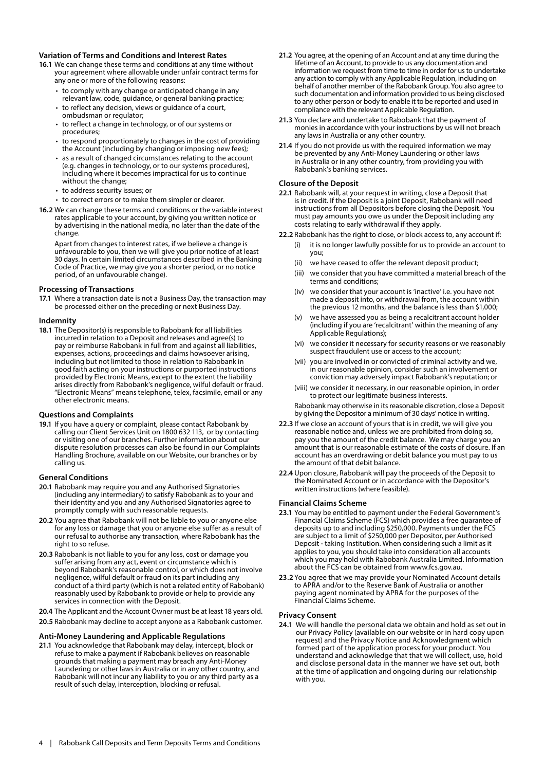### Variation of Terms and Conditions and Interest Rates

**16.1** We can change these terms and conditions at any time without your agreement where allowable under unfair contract terms for any one or more of the following reasons:

- to comply with any change or anticipated change in any relevant law, code, guidance, or general banking practice;
- to reflect any decision, views or guidance of a court, ombudsman or regulator;
- to reflect a change in technology, or of our systems or procedures;
- to respond proportionately to changes in the cost of providing the Account (including by changing or imposing new fees);
- as a result of changed circumstances relating to the account (e.g. changes in technology, or to our systems procedures), including where it becomes impractical for us to continue without the change;
- to address security issues; or
- to correct errors or to make them simpler or clearer.

**16.2** We can change these terms and conditions or the variable interest rates applicable to your account, by giving you written notice or by advertising in the national media, no later than the date of the change.

Apart from changes to interest rates, if we believe a change is unfavourable to you, then we will give you prior notice of at least 30 days. In certain limited circumstances described in the Banking Code of Practice, we may give you a shorter period, or no notice period, of an unfavourable change).

### Processing of Transactions

**17.1** Where a transaction date is not a Business Day, the transaction may be processed either on the preceding or next Business Day.

### Indemnity

**18.1** The Depositor(s) is responsible to Rabobank for all liabilities incurred in relation to a Deposit and releases and agree(s) to pay or reimburse Rabobank in full from and against all liabilities, expenses, actions, proceedings and claims howsoever arising, including but not limited to those in relation to Rabobank in good faith acting on your instructions or purported instructions provided by Electronic Means, except to the extent the liability arises directly from Rabobank's negligence, wilful default or fraud. "Electronic Means" means telephone, telex, facsimile, email or any other electronic means.

### Questions and Complaints

**19.1** If you have a query or complaint, please contact Rabobank by calling our Client Services Unit on 1800 632 113, or by contacting or visiting one of our branches. Further information about our dispute resolution processes can also be found in our Complaints Handling Brochure, available on our Website, our branches or by calling us.

### General Conditions

**20.1** Rabobank may require you and any Authorised Signatories (including any intermediary) to satisfy Rabobank as to your and their identity and you and any Authorised Signatories agree to promptly comply with such reasonable requests.

**20.2** You agree that Rabobank will not be liable to you or anyone else for any loss or damage that you or anyone else suffer as a result of our refusal to authorise any transaction, where Rabobank has the right to so refuse.

**20.3** Rabobank is not liable to you for any loss, cost or damage you suffer arising from any act, event or circumstance which is beyond Rabobank's reasonable control, or which does not involve negligence, wilful default or fraud on its part including any conduct of a third party (which is not a related entity of Rabobank) reasonably used by Rabobank to provide or help to provide any services in connection with the Deposit.

**20.4** The Applicant and the Account Owner must be at least 18 years old.

**20.5** Rabobank may decline to accept anyone as a Rabobank customer.

### Anti-Money Laundering and Applicable Regulations

**21.1** You acknowledge that Rabobank may delay, intercept, block or refuse to make a payment if Rabobank believes on reasonable grounds that making a payment may breach any Anti-Money Laundering or other laws in Australia or in any other country, and Rabobank will not incur any liability to you or any third party as a result of such delay, interception, blocking or refusal.

**21.2** You agree, at the opening of an Account and at any time during the lifetime of an Account, to provide to us any documentation and information we request from time to time in order for us to undertake any action to comply with any Applicable Regulation, including on behalf of another member of the Rabobank Group. You also agree to such documentation and information provided to us being disclosed to any other person or body to enable it to be reported and used in compliance with the relevant Applicable Regulation.

**21.3** You declare and undertake to Rabobank that the payment of monies in accordance with your instructions by us will not breach any laws in Australia or any other country.

**21.4** If you do not provide us with the required information we may be prevented by any Anti-Money Laundering or other laws in Australia or in any other country, from providing you with Rabobank's banking services.

### Closure of the Deposit

**22.1** Rabobank will, at your request in writing, close a Deposit that is in credit. If the Deposit is a joint Deposit, Rabobank will need instructions from all Depositors before closing the Deposit. You must pay amounts you owe us under the Deposit including any costs relating to early withdrawal if they apply.

**22.2** Rabobank has the right to close, or block access to, any account if:

(i) it is no longer lawfully possible for us to provide an account to you;

(ii) we have ceased to offer the relevant deposit product;

(iii) we consider that you have committed a material breach of the terms and conditions;

(iv) we consider that your account is 'inactive' i.e. you have not made a deposit into, or withdrawal from, the account within the previous 12 months, and the balance is less than $1,000;

(v) we have assessed you as being a recalcitrant account holder (including if you are 'recalcitrant' within the meaning of any Applicable Regulations);

(vi) we consider it necessary for security reasons or we reasonably suspect fraudulent use or access to the account;

(vii) you are involved in or convicted of criminal activity and we, in our reasonable opinion, consider such an involvement or conviction may adversely impact Rabobank's reputation; or

(viii) we consider it necessary, in our reasonable opinion, in order to protect our legitimate business interests.

Rabobank may otherwise in its reasonable discretion, close a Deposit by giving the Depositor a minimum of 30 days' notice in writing.

**22.3** If we close an account of yours that is in credit, we will give you reasonable notice and, unless we are prohibited from doing so, pay you the amount of the credit balance. We may charge you an amount that is our reasonable estimate of the costs of closure. If an account has an overdrawing or debit balance you must pay to us the amount of that debit balance.

**22.4** Upon closure, Rabobank will pay the proceeds of the Deposit to the Nominated Account or in accordance with the Depositor's written instructions (where feasible).

### Financial Claims Scheme

**23.1** You may be entitled to payment under the Federal Government's Financial Claims Scheme (FCS) which provides a free guarantee of deposits up to and including $250,000. Payments under the FCS are subject to a limit of $250,000 per Depositor, per Authorised Deposit - taking Institution. When considering such a limit as it applies to you, you should take into consideration all accounts which you may hold with Rabobank Australia Limited. Information about the FCS can be obtained from www.fcs.gov.au.

**23.2** You agree that we may provide your Nominated Account details to APRA and/or to the Reserve Bank of Australia or another paying agent nominated by APRA for the purposes of the Financial Claims Scheme.

### Privacy Consent

**24.1** We will handle the personal data we obtain and hold as set out in our Privacy Policy (available on our website or in hard copy upon request) and the Privacy Notice and Acknowledgment which formed part of the application process for your product. You understand and acknowledge that that we will collect, use, hold and disclose personal data in the manner we have set out, both at the time of application and ongoing during our relationship with you.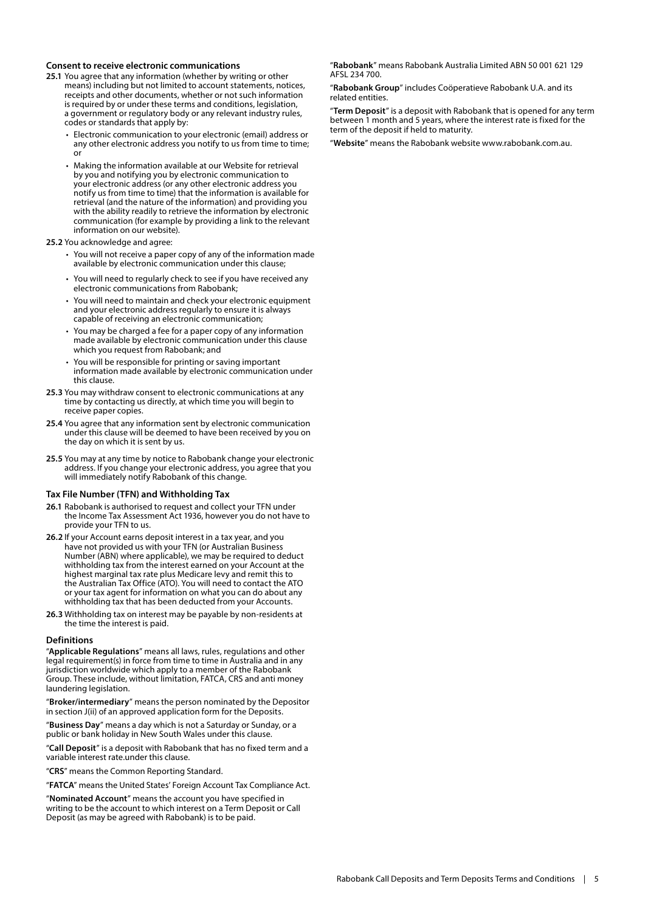### Consent to receive electronic communications

**25.1** You agree that any information (whether by writing or other means) including but not limited to account statements, notices, receipts and other documents, whether or not such information is required by or under these terms and conditions, legislation, a government or regulatory body or any relevant industry rules, codes or standards that apply by:

- Electronic communication to your electronic (email) address or any other electronic address you notify to us from time to time; or
- Making the information available at our Website for retrieval by you and notifying you by electronic communication to your electronic address (or any other electronic address you notify us from time to time) that the information is available for retrieval (and the nature of the information) and providing you with the ability readily to retrieve the information by electronic communication (for example by providing a link to the relevant information on our website).

**25.2** You acknowledge and agree:

- You will not receive a paper copy of any of the information made available by electronic communication under this clause;
- You will need to regularly check to see if you have received any electronic communications from Rabobank;
- You will need to maintain and check your electronic equipment and your electronic address regularly to ensure it is always capable of receiving an electronic communication;
- You may be charged a fee for a paper copy of any information made available by electronic communication under this clause which you request from Rabobank; and
- You will be responsible for printing or saving important information made available by electronic communication under this clause.

**25.3** You may withdraw consent to electronic communications at any time by contacting us directly, at which time you will begin to receive paper copies.

**25.4** You agree that any information sent by electronic communication under this clause will be deemed to have been received by you on the day on which it is sent by us.

**25.5** You may at any time by notice to Rabobank change your electronic address. If you change your electronic address, you agree that you will immediately notify Rabobank of this change.

### Tax File Number (TFN) and Withholding Tax

**26.1** Rabobank is authorised to request and collect your TFN under the Income Tax Assessment Act 1936, however you do not have to provide your TFN to us.

**26.2** If your Account earns deposit interest in a tax year, and you have not provided us with your TFN (or Australian Business Number (ABN) where applicable), we may be required to deduct withholding tax from the interest earned on your Account at the highest marginal tax rate plus Medicare levy and remit this to the Australian Tax Office (ATO). You will need to contact the ATO or your tax agent for information on what you can do about any withholding tax that has been deducted from your Accounts.

**26.3** Withholding tax on interest may be payable by non-residents at the time the interest is paid.

### Definitions

"**Applicable Regulations**" means all laws, rules, regulations and other legal requirement(s) in force from time to time in Australia and in any jurisdiction worldwide which apply to a member of the Rabobank Group. These include, without limitation, FATCA, CRS and anti money laundering legislation.

"**Broker/intermediary**" means the person nominated by the Depositor in section J(ii) of an approved application form for the Deposits.

"**Business Day**" means a day which is not a Saturday or Sunday, or a public or bank holiday in New South Wales under this clause.

"**Call Deposit**" is a deposit with Rabobank that has no fixed term and a variable interest rate.under this clause.

"**CRS**" means the Common Reporting Standard.

"**FATCA**" means the United States' Foreign Account Tax Compliance Act.

"**Nominated Account**" means the account you have specified in writing to be the account to which interest on a Term Deposit or Call Deposit (as may be agreed with Rabobank) is to be paid.

"**Rabobank**" means Rabobank Australia Limited ABN 50 001 621 129 AFSL 234 700.

"**Rabobank Group**" includes Coöperatieve Rabobank U.A. and its related entities.

"**Term Deposit**" is a deposit with Rabobank that is opened for any term between 1 month and 5 years, where the interest rate is fixed for the term of the deposit if held to maturity.

"**Website**" means the Rabobank website www.rabobank.com.au.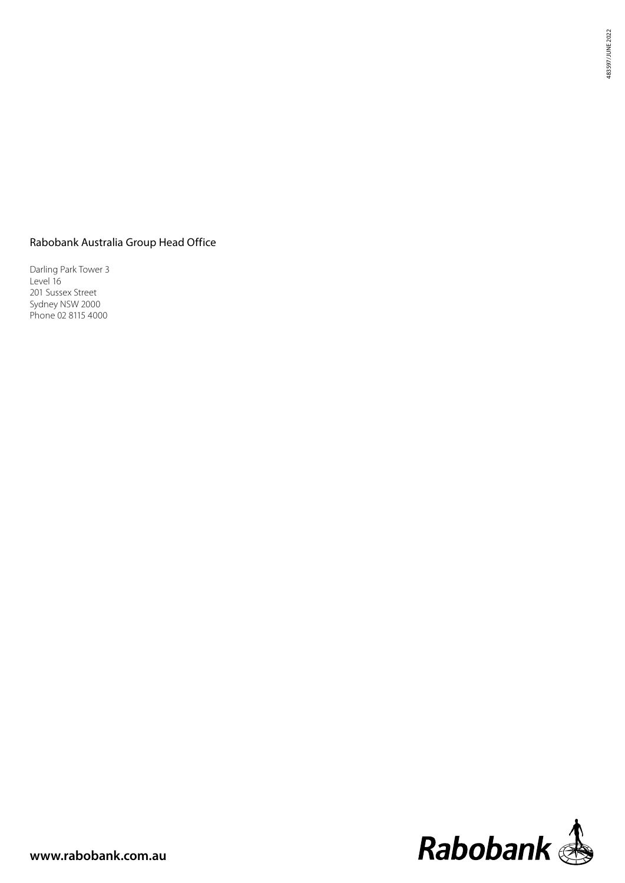483597/JUNE 2022

Rabobank Australia Group Head Office

Darling Park Tower 3
Level 16
201 Sussex Street
Sydney NSW 2000
Phone 02 8115 4000

**www.rabobank.com.au**

Rabobank